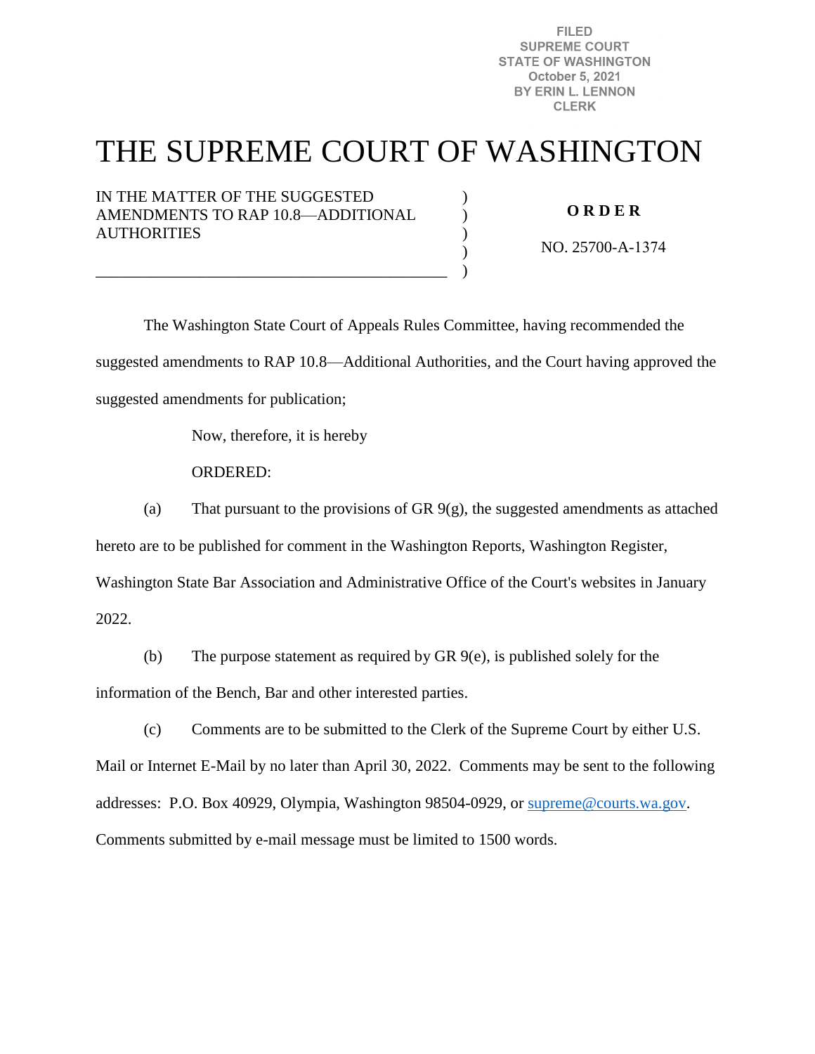FILED
SUPREME COURT
STATE OF WASHINGTON
October 5, 2021
BY ERIN L. LENNON
CLERK

# THE SUPREME COURT OF WASHINGTON

IN THE MATTER OF THE SUGGESTED AMENDMENTS TO RAP 10.8—ADDITIONAL AUTHORITIES

**O R D E R**

NO. 25700-A-1374

The Washington State Court of Appeals Rules Committee, having recommended the suggested amendments to RAP 10.8—Additional Authorities, and the Court having approved the suggested amendments for publication;

Now, therefore, it is hereby

ORDERED:

(a) That pursuant to the provisions of GR 9(g), the suggested amendments as attached hereto are to be published for comment in the Washington Reports, Washington Register, Washington State Bar Association and Administrative Office of the Court's websites in January 2022.

(b) The purpose statement as required by GR 9(e), is published solely for the information of the Bench, Bar and other interested parties.

(c) Comments are to be submitted to the Clerk of the Supreme Court by either U.S. Mail or Internet E-Mail by no later than April 30, 2022. Comments may be sent to the following addresses: P.O. Box 40929, Olympia, Washington 98504-0929, or supreme@courts.wa.gov. Comments submitted by e-mail message must be limited to 1500 words.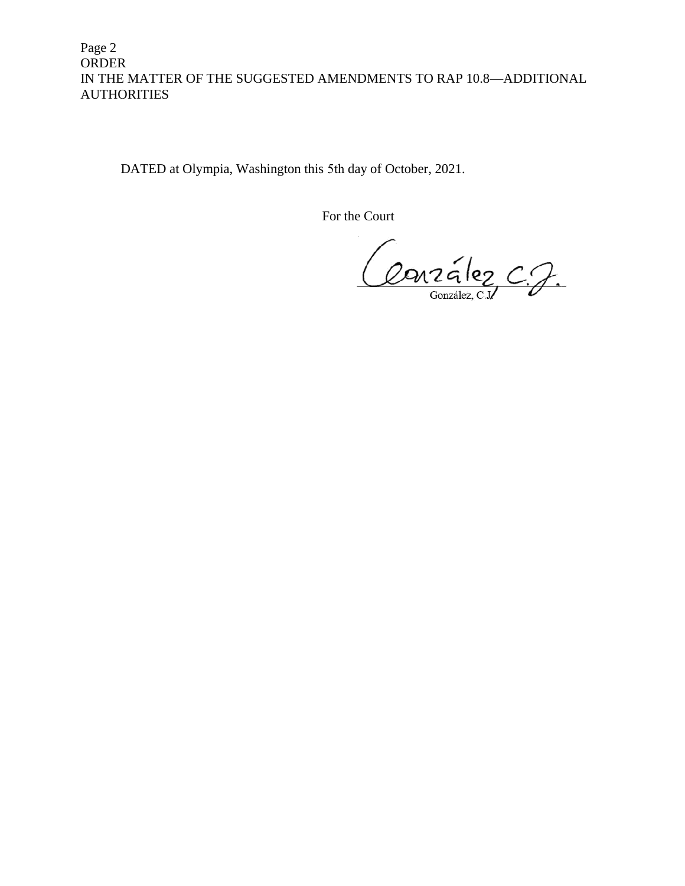DATED at Olympia, Washington this 5th day of October, 2021.

For the Court

González, C.J.

González, C.J.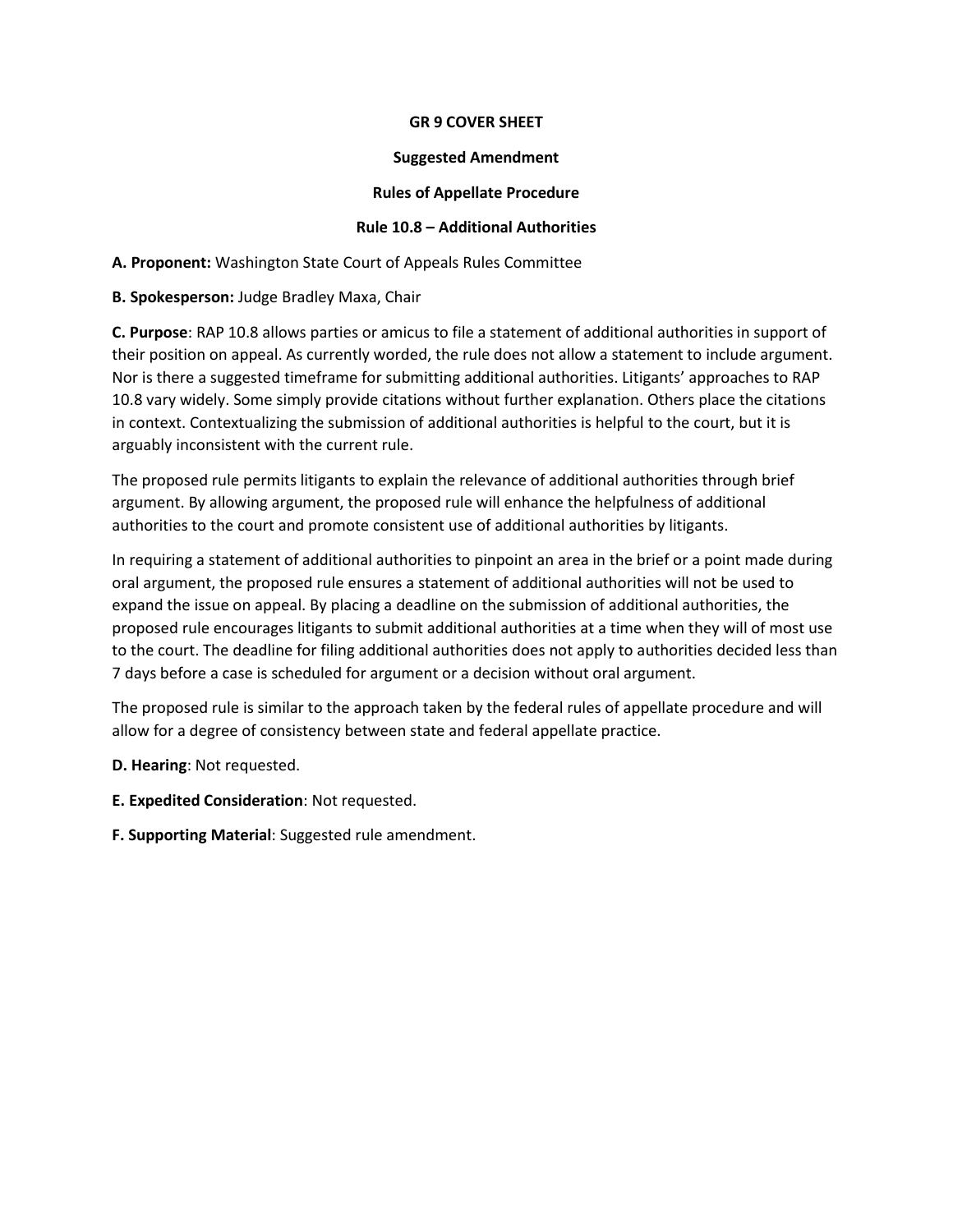**GR 9 COVER SHEET**

**Suggested Amendment**

**Rules of Appellate Procedure**

**Rule 10.8 – Additional Authorities**

**A. Proponent:** Washington State Court of Appeals Rules Committee

**B. Spokesperson:** Judge Bradley Maxa, Chair

**C. Purpose**: RAP 10.8 allows parties or amicus to file a statement of additional authorities in support of their position on appeal. As currently worded, the rule does not allow a statement to include argument. Nor is there a suggested timeframe for submitting additional authorities. Litigants' approaches to RAP 10.8 vary widely. Some simply provide citations without further explanation. Others place the citations in context. Contextualizing the submission of additional authorities is helpful to the court, but it is arguably inconsistent with the current rule.

The proposed rule permits litigants to explain the relevance of additional authorities through brief argument. By allowing argument, the proposed rule will enhance the helpfulness of additional authorities to the court and promote consistent use of additional authorities by litigants.

In requiring a statement of additional authorities to pinpoint an area in the brief or a point made during oral argument, the proposed rule ensures a statement of additional authorities will not be used to expand the issue on appeal. By placing a deadline on the submission of additional authorities, the proposed rule encourages litigants to submit additional authorities at a time when they will of most use to the court. The deadline for filing additional authorities does not apply to authorities decided less than 7 days before a case is scheduled for argument or a decision without oral argument.

The proposed rule is similar to the approach taken by the federal rules of appellate procedure and will allow for a degree of consistency between state and federal appellate practice.

**D. Hearing**: Not requested.

**E. Expedited Consideration**: Not requested.

**F. Supporting Material**: Suggested rule amendment.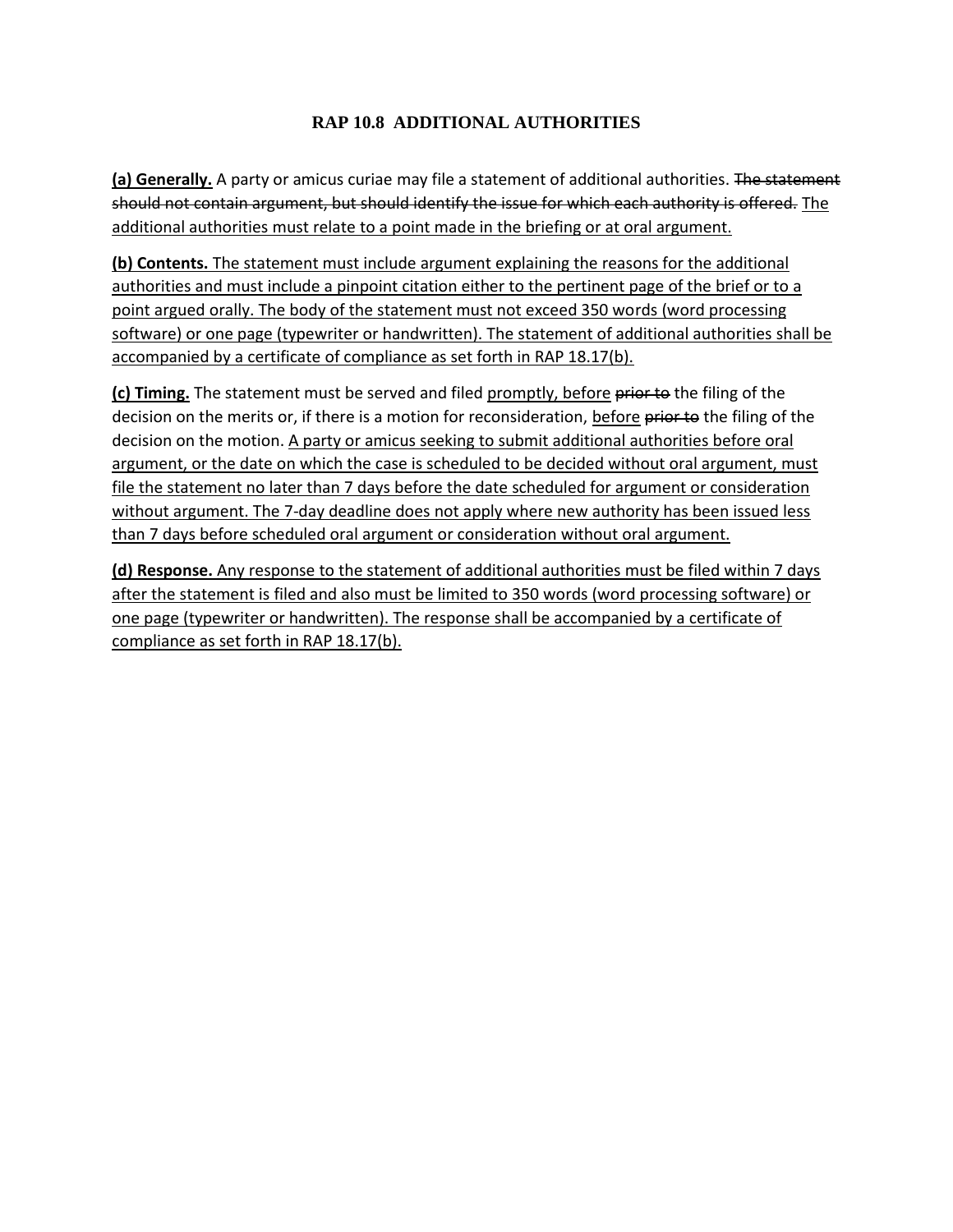# RAP 10.8 ADDITIONAL AUTHORITIES

**(a) Generally.** A party or amicus curiae may file a statement of additional authorities. ~~The statement should not contain argument, but should identify the issue for which each authority is offered.~~ <u>The additional authorities must relate to a point made in the briefing or at oral argument.</u>

<u>**(b) Contents.** The statement must include argument explaining the reasons for the additional authorities and must include a pinpoint citation either to the pertinent page of the brief or to a point argued orally. The body of the statement must not exceed 350 words (word processing software) or one page (typewriter or handwritten). The statement of additional authorities shall be accompanied by a certificate of compliance as set forth in RAP 18.17(b).</u>

**<u>(c) Timing.</u>** The statement must be served and filed <u>promptly, before</u> ~~prior to~~ the filing of the decision on the merits or, if there is a motion for reconsideration, <u>before</u> ~~prior to~~ the filing of the decision on the motion. <u>A party or amicus seeking to submit additional authorities before oral argument, or the date on which the case is scheduled to be decided without oral argument, must file the statement no later than 7 days before the date scheduled for argument or consideration without argument. The 7-day deadline does not apply where new authority has been issued less than 7 days before scheduled oral argument or consideration without oral argument.</u>

<u>**(d) Response.** Any response to the statement of additional authorities must be filed within 7 days after the statement is filed and also must be limited to 350 words (word processing software) or one page (typewriter or handwritten). The response shall be accompanied by a certificate of compliance as set forth in RAP 18.17(b).</u>